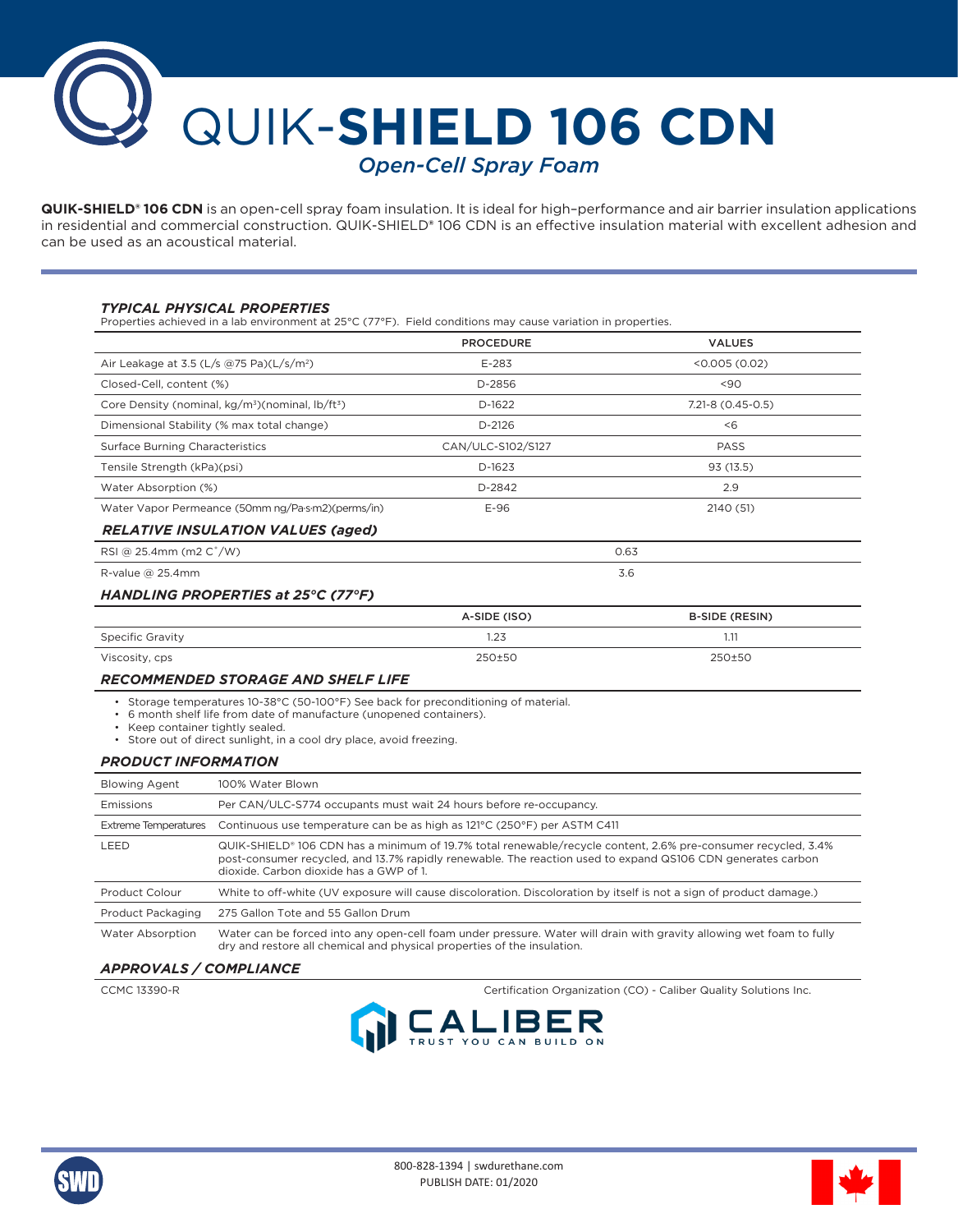# QUIK-SHIELD 106 CDN

## *Open-Cell Spray Foam*

**QUIK-SHIELD® 106 CDN** is an open-cell spray foam insulation. It is ideal for high–performance and air barrier insulation applications in residential and commercial construction. QUIK-SHIELD® 106 CDN is an effective insulation material with excellent adhesion and can be used as an acoustical material.

### *TYPICAL PHYSICAL PROPERTIES*

Properties achieved in a lab environment at 25°C (77°F). Field conditions may cause variation in properties.

| | PROCEDURE | VALUES |
|---|---|---|
| Air Leakage at 3.5 (L/s @75 Pa)(L/s/m²) | E-283 | <0.005 (0.02) |
| Closed-Cell, content (%) | D-2856 | <90 |
| Core Density (nominal, kg/m³)(nominal, lb/ft³) | D-1622 | 7.21-8 (0.45-0.5) |
| Dimensional Stability (% max total change) | D-2126 | <6 |
| Surface Burning Characteristics | CAN/ULC-S102/S127 | PASS |
| Tensile Strength (kPa)(psi) | D-1623 | 93 (13.5) |
| Water Absorption (%) | D-2842 | 2.9 |
| Water Vapor Permeance (50mm ng/Pa·s·m2)(perms/in) | E-96 | 2140 (51) |

### *RELATIVE INSULATION VALUES (aged)*

| | |
|---|---|
| RSI @ 25.4mm (m2 C˚/W) | 0.63 |
| R-value @ 25.4mm | 3.6 |

### *HANDLING PROPERTIES at 25°C (77°F)*

| | A-SIDE (ISO) | B-SIDE (RESIN) |
|---|---|---|
| Specific Gravity | 1.23 | 1.11 |
| Viscosity, cps | 250±50 | 250±50 |

### *RECOMMENDED STORAGE AND SHELF LIFE*

- Storage temperatures 10-38°C (50-100°F) See back for preconditioning of material.
- 6 month shelf life from date of manufacture (unopened containers).
- Keep container tightly sealed.
- Store out of direct sunlight, in a cool dry place, avoid freezing.

### *PRODUCT INFORMATION*

| | |
|---|---|
| Blowing Agent | 100% Water Blown |
| Emissions | Per CAN/ULC-S774 occupants must wait 24 hours before re-occupancy. |
| Extreme Temperatures | Continuous use temperature can be as high as 121°C (250°F) per ASTM C411 |
| LEED | QUIK-SHIELD® 106 CDN has a minimum of 19.7% total renewable/recycle content, 2.6% pre-consumer recycled, 3.4% post-consumer recycled, and 13.7% rapidly renewable. The reaction used to expand QS106 CDN generates carbon dioxide. Carbon dioxide has a GWP of 1. |
| Product Colour | White to off-white (UV exposure will cause discoloration. Discoloration by itself is not a sign of product damage.) |
| Product Packaging | 275 Gallon Tote and 55 Gallon Drum |
| Water Absorption | Water can be forced into any open-cell foam under pressure. Water will drain with gravity allowing wet foam to fully dry and restore all chemical and physical properties of the insulation. |

### *APPROVALS / COMPLIANCE*

| | |
|---|---|
| CCMC 13390-R | Certification Organization (CO) - Caliber Quality Solutions Inc. |

CALIBER
TRUST YOU CAN BUILD ON

800-828-1394 | swdurethane.com
PUBLISH DATE: 01/2020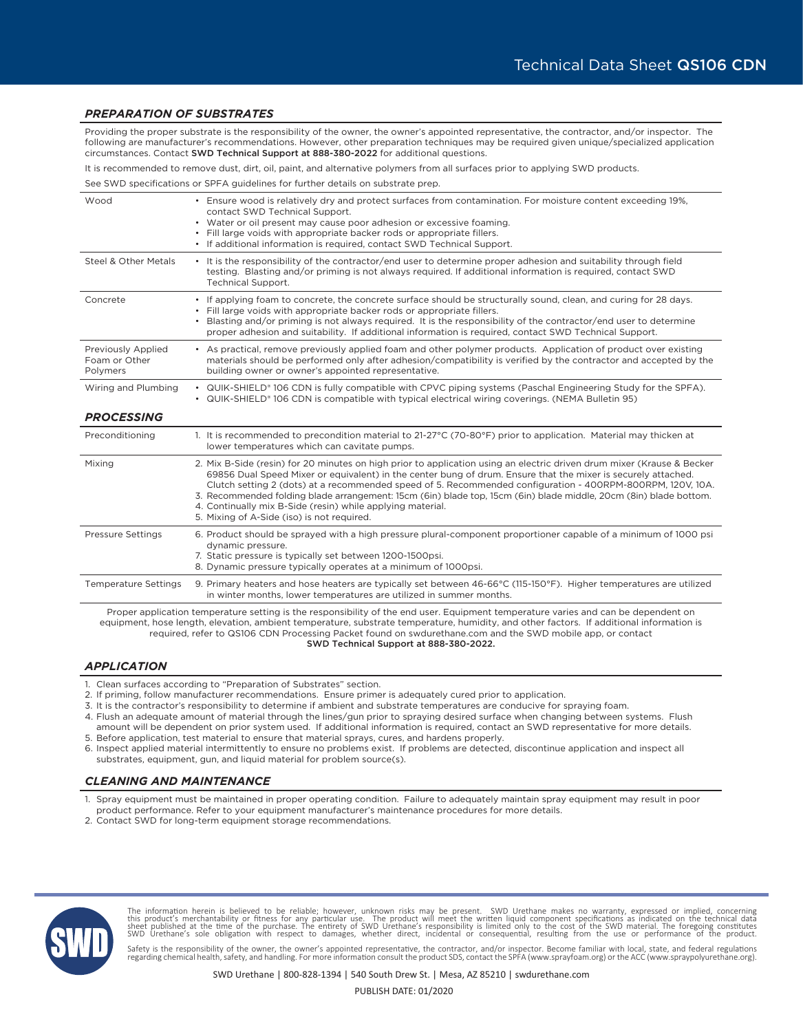## PREPARATION OF SUBSTRATES

Providing the proper substrate is the responsibility of the owner, the owner's appointed representative, the contractor, and/or inspector. The following are manufacturer's recommendations. However, other preparation techniques may be required given unique/specialized application circumstances. Contact **SWD Technical Support at 888-380-2022** for additional questions.

It is recommended to remove dust, dirt, oil, paint, and alternative polymers from all surfaces prior to applying SWD products.

See SWD specifications or SPFA guidelines for further details on substrate prep.

| | |
|---|---|
| Wood | • Ensure wood is relatively dry and protect surfaces from contamination. For moisture content exceeding 19%, contact SWD Technical Support.<br>• Water or oil present may cause poor adhesion or excessive foaming.<br>• Fill large voids with appropriate backer rods or appropriate fillers.<br>• If additional information is required, contact SWD Technical Support. |
| Steel & Other Metals | • It is the responsibility of the contractor/end user to determine proper adhesion and suitability through field testing. Blasting and/or priming is not always required. If additional information is required, contact SWD Technical Support. |
| Concrete | • If applying foam to concrete, the concrete surface should be structurally sound, clean, and curing for 28 days.<br>• Fill large voids with appropriate backer rods or appropriate fillers.<br>• Blasting and/or priming is not always required. It is the responsibility of the contractor/end user to determine proper adhesion and suitability. If additional information is required, contact SWD Technical Support. |
| Previously Applied Foam or Other Polymers | • As practical, remove previously applied foam and other polymer products. Application of product over existing materials should be performed only after adhesion/compatibility is verified by the contractor and accepted by the building owner or owner's appointed representative. |
| Wiring and Plumbing | • QUIK-SHIELD® 106 CDN is fully compatible with CPVC piping systems (Paschal Engineering Study for the SPFA).<br>• QUIK-SHIELD® 106 CDN is compatible with typical electrical wiring coverings. (NEMA Bulletin 95) |

## PROCESSING

| | |
|---|---|
| Preconditioning | 1. It is recommended to precondition material to 21-27°C (70-80°F) prior to application. Material may thicken at lower temperatures which can cavitate pumps. |
| Mixing | 2. Mix B-Side (resin) for 20 minutes on high prior to application using an electric driven drum mixer (Krause & Becker 69856 Dual Speed Mixer or equivalent) in the center bung of drum. Ensure that the mixer is securely attached. Clutch setting 2 (dots) at a recommended speed of 5. Recommended configuration - 400RPM-800RPM, 120V, 10A.<br>3. Recommended folding blade arrangement: 15cm (6in) blade top, 15cm (6in) blade middle, 20cm (8in) blade bottom.<br>4. Continually mix B-Side (resin) while applying material.<br>5. Mixing of A-Side (iso) is not required. |
| Pressure Settings | 6. Product should be sprayed with a high pressure plural-component proportioner capable of a minimum of 1000 psi dynamic pressure.<br>7. Static pressure is typically set between 1200-1500psi.<br>8. Dynamic pressure typically operates at a minimum of 1000psi. |
| Temperature Settings | 9. Primary heaters and hose heaters are typically set between 46-66°C (115-150°F). Higher temperatures are utilized in winter months, lower temperatures are utilized in summer months. |

Proper application temperature setting is the responsibility of the end user. Equipment temperature varies and can be dependent on equipment, hose length, elevation, ambient temperature, substrate temperature, humidity, and other factors. If additional information is required, refer to QS106 CDN Processing Packet found on swdurethane.com and the SWD mobile app, or contact **SWD Technical Support at 888-380-2022.**

## APPLICATION

1. Clean surfaces according to "Preparation of Substrates" section.
2. If priming, follow manufacturer recommendations. Ensure primer is adequately cured prior to application.
3. It is the contractor's responsibility to determine if ambient and substrate temperatures are conducive for spraying foam.
4. Flush an adequate amount of material through the lines/gun prior to spraying desired surface when changing between systems. Flush amount will be dependent on prior system used. If additional information is required, contact an SWD representative for more details.
5. Before application, test material to ensure that material sprays, cures, and hardens properly.
6. Inspect applied material intermittently to ensure no problems exist. If problems are detected, discontinue application and inspect all substrates, equipment, gun, and liquid material for problem source(s).

## CLEANING AND MAINTENANCE

1. Spray equipment must be maintained in proper operating condition. Failure to adequately maintain spray equipment may result in poor product performance. Refer to your equipment manufacturer's maintenance procedures for more details.
2. Contact SWD for long-term equipment storage recommendations.

The information herein is believed to be reliable; however, unknown risks may be present. SWD Urethane makes no warranty, expressed or implied, concerning this product's merchantability or fitness for any particular use. The product will meet the written liquid component specifications as indicated on the technical data sheet published at the time of the purchase. The entirety of SWD Urethane's responsibility is limited only to the cost of the SWD material. The foregoing constitutes SWD Urethane's sole obligation with respect to damages, whether direct, incidental or consequential, resulting from the use or performance of the product.

Safety is the responsibility of the owner, the owner's appointed representative, the contractor, and/or inspector. Become familiar with local, state, and federal regulations regarding chemical health, safety, and handling. For more information consult the product SDS, contact the SPFA (www.sprayfoam.org) or the ACC (www.spraypolyurethane.org).

SWD Urethane | 800-828-1394 | 540 South Drew St. | Mesa, AZ 85210 | swdurethane.com

PUBLISH DATE: 01/2020